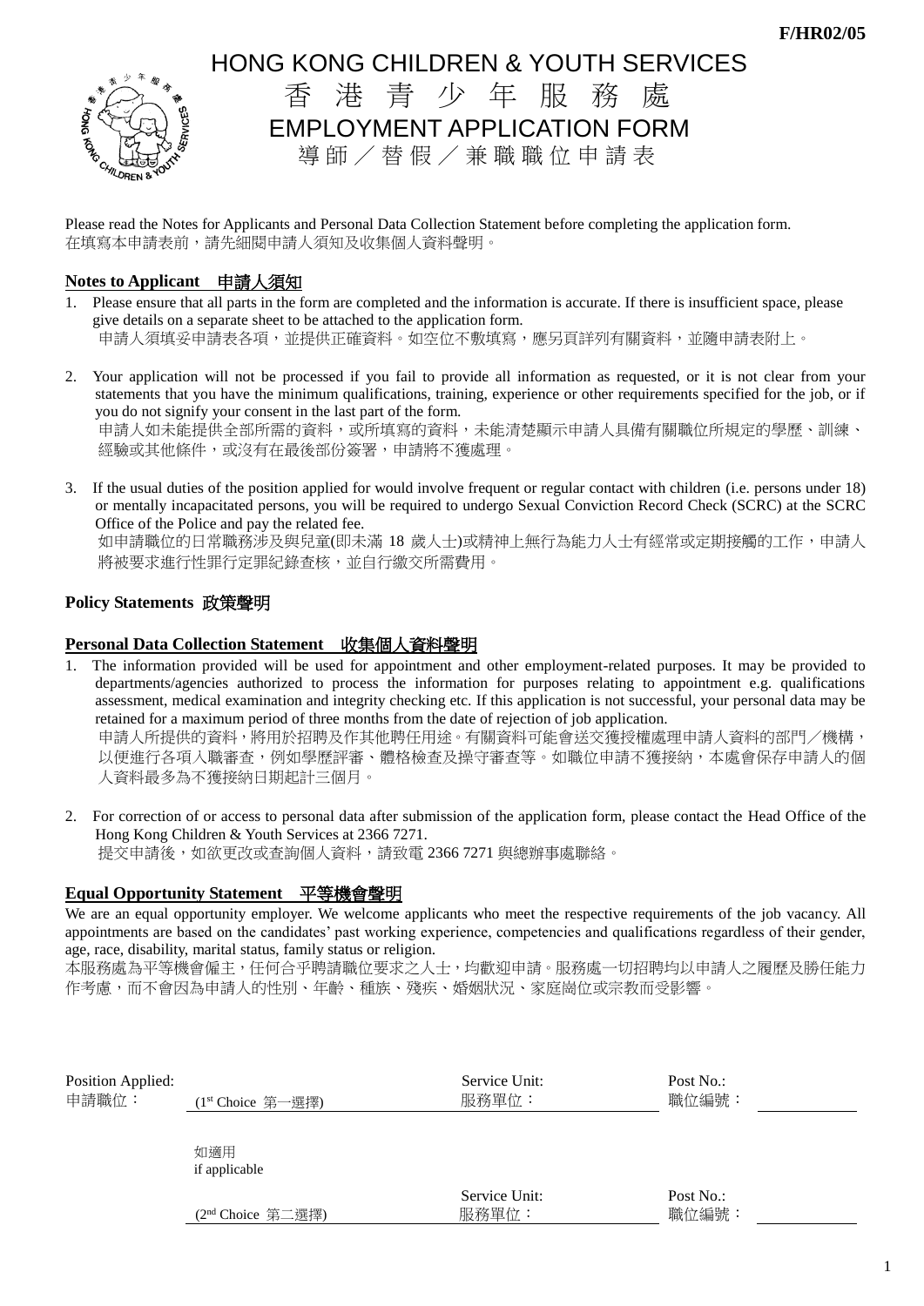F/HR02/05

# HONG KONG CHILDREN & YOUTH SERVICES

# 香 港 青 少 年 服 務 處

## EMPLOYMENT APPLICATION FORM

## 導 師 ／ 替 假 ／ 兼 職 職 位 申 請 表

Please read the Notes for Applicants and Personal Data Collection Statement before completing the application form.
在填寫本申請表前，請先細閱申請人須知及收集個人資料聲明。

### Notes to Applicant 申請人須知

1. Please ensure that all parts in the form are completed and the information is accurate. If there is insufficient space, please give details on a separate sheet to be attached to the application form.
   申請人須填妥申請表各項，並提供正確資料。如空位不敷填寫，應另頁詳列有關資料，並隨申請表附上。

2. Your application will not be processed if you fail to provide all information as requested, or it is not clear from your statements that you have the minimum qualifications, training, experience or other requirements specified for the job, or if you do not signify your consent in the last part of the form.
   申請人如未能提供全部所需的資料，或所填寫的資料，未能清楚顯示申請人具備有關職位所規定的學歷、訓練、經驗或其他條件，或沒有在最後部份簽署，申請將不獲處理。

3. If the usual duties of the position applied for would involve frequent or regular contact with children (i.e. persons under 18) or mentally incapacitated persons, you will be required to undergo Sexual Conviction Record Check (SCRC) at the SCRC Office of the Police and pay the related fee.
   如申請職務涉及與兒童(即未滿 18 歲人士)或精神上無行為能力人士有經常或定期接觸的工作，申請人將被要求進行性罪行定罪紀錄查核，並自行繳交所需費用。

### Policy Statements 政策聲明

### Personal Data Collection Statement 收集個人資料聲明

1. The information provided will be used for appointment and other employment-related purposes. It may be provided to departments/agencies authorized to process the information for purposes relating to appointment e.g. qualifications assessment, medical examination and integrity checking etc. If this application is not successful, your personal data may be retained for a maximum period of three months from the date of rejection of job application.
   申請人所提供的資料，將用於招聘及作其他聘任用途。有關資料可能會送交獲授權處理申請人資料的部門／機構，以便進行各項入職審查，例如學歷評審、體格檢查及操守審查等。如職位申請不獲接納，本處會保存申請人的個人資料最多為不獲接納日期起計三個月。

2. For correction of or access to personal data after submission of the application form, please contact the Head Office of the Hong Kong Children & Youth Services at 2366 7271.
   提交申請後，如欲更改或查詢個人資料，請致電 2366 7271 與總辦事處聯絡。

### Equal Opportunity Statement 平等機會聲明

We are an equal opportunity employer. We welcome applicants who meet the respective requirements of the job vacancy. All appointments are based on the candidates' past working experience, competencies and qualifications regardless of their gender, age, race, disability, marital status, family status or religion.
本服務處為平等機會僱主，任何合乎聘請職位要求之人士，均歡迎申請。服務處一切招聘均以申請人之履歷及勝任能力作考慮，而不會因為申請人的性別、年齡、種族、殘疾、婚姻狀況、家庭崗位或宗教而受影響。

| Position Applied: 申請職位： | (1st Choice 第一選擇) | Service Unit: 服務單位： | Post No.: 職位編號： |
|---|---|---|---|
| | 如適用 if applicable | | |
| | (2nd Choice 第二選擇) | Service Unit: 服務單位： | Post No.: 職位編號： |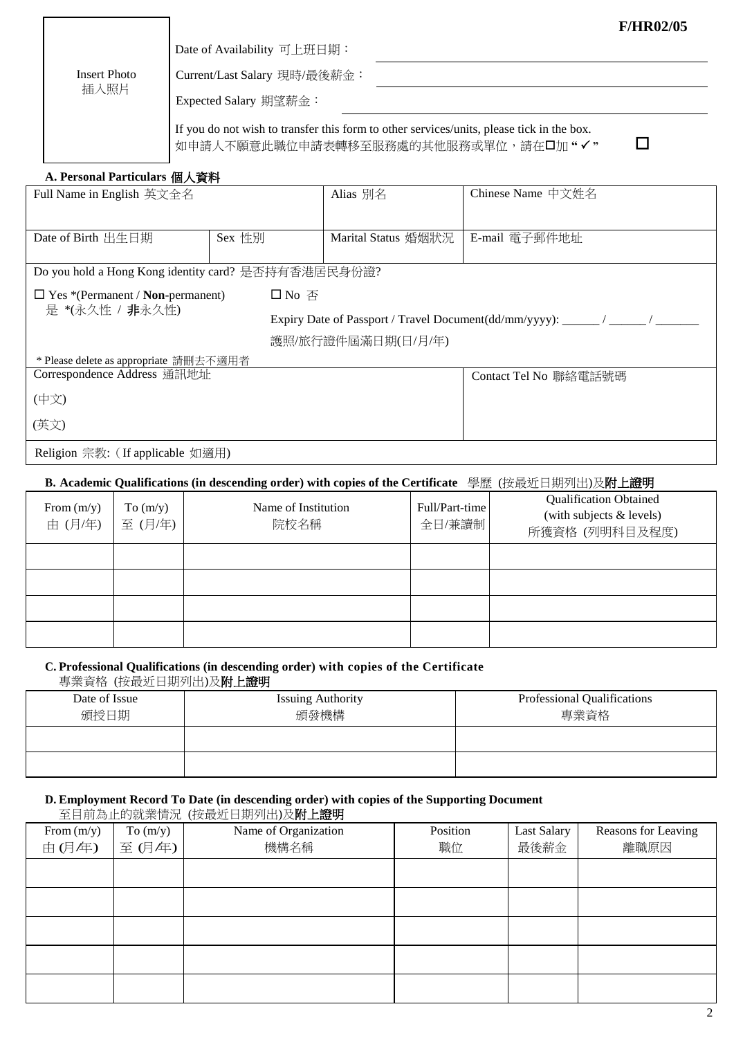F/HR02/05

| Insert Photo 插入照片 | |
|---|---|
| | Date of Availability 可上班日期： |
| | Current/Last Salary 現時/最後薪金： |
| | Expected Salary 期望薪金： |
| | If you do not wish to transfer this form to other services/units, please tick in the box. 如申請人不願意此職位申請表轉移至服務處的其他服務或單位，請在☐加 "✓" ☐ |

### A. Personal Particulars 個人資料

| Full Name in English 英文全名 | | Alias 別名 | Chinese Name 中文姓名 |
|---|---|---|---|
| Date of Birth 出生日期 | Sex 性別 | Marital Status 婚姻狀況 | E-mail 電子郵件地址 |
| Do you hold a Hong Kong identity card? 是否持有香港居民身份證? | | | |
| ☐ Yes *(Permanent / **Non**-permanent) 是 *(永久性 / **非**永久性) | ☐ No 否<br>Expiry Date of Passport / Travel Document(dd/mm/yyyy): ______ / ______ / _______<br>護照/旅行證件屆滿日期(日/月/年) | | |
| * Please delete as appropriate 請刪去不適用者 | | | |
| Correspondence Address 通訊地址<br>(中文)<br>(英文) | | | Contact Tel No 聯絡電話號碼 |
| Religion 宗教:（If applicable 如適用) | | | |

### B. Academic Qualifications (in descending order) with copies of the Certificate 學歷 (按最近日期列出)及**附上證明**

| From (m/y) 由 (月/年) | To (m/y) 至 (月/年) | Name of Institution 院校名稱 | Full/Part-time 全日/兼讀制 | Qualification Obtained (with subjects & levels) 所獲資格 (列明科目及程度) |
|---|---|---|---|---|
| | | | | |
| | | | | |
| | | | | |
| | | | | |

### C. Professional Qualifications (in descending order) with copies of the Certificate
專業資格 (按最近日期列出)及**附上證明**

| Date of Issue 頒授日期 | Issuing Authority 頒發機構 | Professional Qualifications 專業資格 |
|---|---|---|
| | | |
| | | |

### D. Employment Record To Date (in descending order) with copies of the Supporting Document
至目前為止的就業情況 (按最近日期列出)及**附上證明**

| From (m/y) 由 (月/年) | To (m/y) 至 (月/年) | Name of Organization 機構名稱 | Position 職位 | Last Salary 最後薪金 | Reasons for Leaving 離職原因 |
|---|---|---|---|---|---|
| | | | | | |
| | | | | | |
| | | | | | |
| | | | | | |
| | | | | | |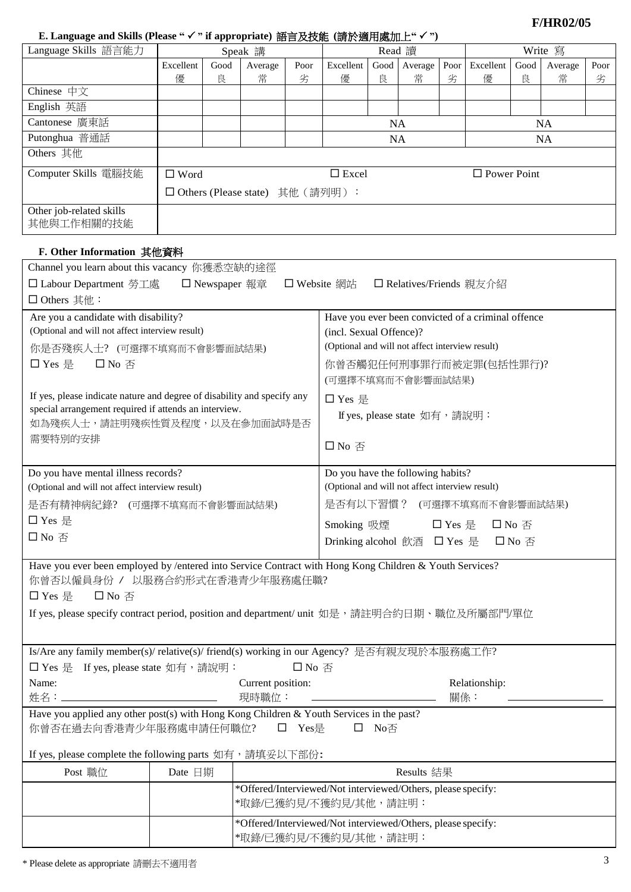F/HR02/05

### E. Language and Skills (Please " ✓ " if appropriate) 語言及技能 (請於適用處加上" ✓ ")

| Language Skills 語言能力 | Speak 講 | | | | Read 讀 | | | | Write 寫 | | | |
|---|---|---|---|---|---|---|---|---|---|---|---|---|
| | Excellent 優 | Good 良 | Average 常 | Poor 劣 | Excellent 優 | Good 良 | Average 常 | Poor 劣 | Excellent 優 | Good 良 | Average 常 | Poor 劣 |
| Chinese 中文 | | | | | | | | | | | | |
| English 英語 | | | | | | | | | | | | |
| Cantonese 廣東話 | | | | | NA | | | | NA | | | |
| Putonghua 普通話 | | | | | NA | | | | NA | | | |
| Others 其他 | | | | | | | | | | | | |
| Computer Skills 電腦技能 | ☐ Word | | | | ☐ Excel | | | | ☐ Power Point | | | |
| | ☐ Others (Please state) 其他（請列明）： | | | | | | | | | | | |
| Other job-related skills 其他與工作相關的技能 | | | | | | | | | | | | |

### F. Other Information 其他資料

Channel you learn about this vacancy 你獲悉空缺的途徑

☐ Labour Department 勞工處 ☐ Newspaper 報章 ☐ Website 網站 ☐ Relatives/Friends 親友介紹

☐ Others 其他：

| Are you a candidate with disability? (Optional and will not affect interview result) 你是否殘疾人士? (可選擇不填寫而不會影響面試結果) ☐ Yes 是 ☐ No 否 If yes, please indicate nature and degree of disability and specify any special arrangement required if attends an interview. 如為殘疾人士，請註明殘疾性質及程度，以及在參加面試時是否需要特別的安排 | Have you ever been convicted of a criminal offence (incl. Sexual Offence)? (Optional and will not affect interview result) 你曾否觸犯任何刑事罪行而被定罪(包括性罪行)? (可選擇不填寫而不會影響面試結果) ☐ Yes 是 If yes, please state 如有，請說明： ☐ No 否 |
|---|---|
| Do you have mental illness records? (Optional and will not affect interview result) 是否有精神病紀錄? (可選擇不填寫而不會影響面試結果) ☐ Yes 是 ☐ No 否 | Do you have the following habits? (Optional and will not affect interview result) 是否有以下習慣？ (可選擇不填寫而不會影響面試結果) Smoking 吸煙 ☐ Yes 是 ☐ No 否 Drinking alcohol 飲酒 ☐ Yes 是 ☐ No 否 |

Have you ever been employed by /entered into Service Contract with Hong Kong Children & Youth Services?
你曾否以僱員身份 / 以服務合約形式在香港青少年服務處任職?

☐ Yes 是 ☐ No 否

If yes, please specify contract period, position and department/ unit 如是，請註明合約日期、職位及所屬部門/單位

Is/Are any family member(s)/ relative(s)/ friend(s) working in our Agency? 是否有親友現於本服務處工作?

☐ Yes 是 If yes, please state 如有，請說明： ☐ No 否

Name: 姓名：________ Current position: 現時職位：________ Relationship: 關係：________

Have you applied any other post(s) with Hong Kong Children & Youth Services in the past?
你曾否在過去向香港青少年服務處申請任何職位? ☐ Yes是 ☐ No否

If yes, please complete the following parts 如有，請填妥以下部份:

| Post 職位 | Date 日期 | Results 結果 |
|---|---|---|
| | | *Offered/Interviewed/Not interviewed/Others, please specify: *取錄/已獲約見/不獲約見/其他，請註明： |
| | | *Offered/Interviewed/Not interviewed/Others, please specify: *取錄/已獲約見/不獲約見/其他，請註明： |

* Please delete as appropriate 請刪去不適用者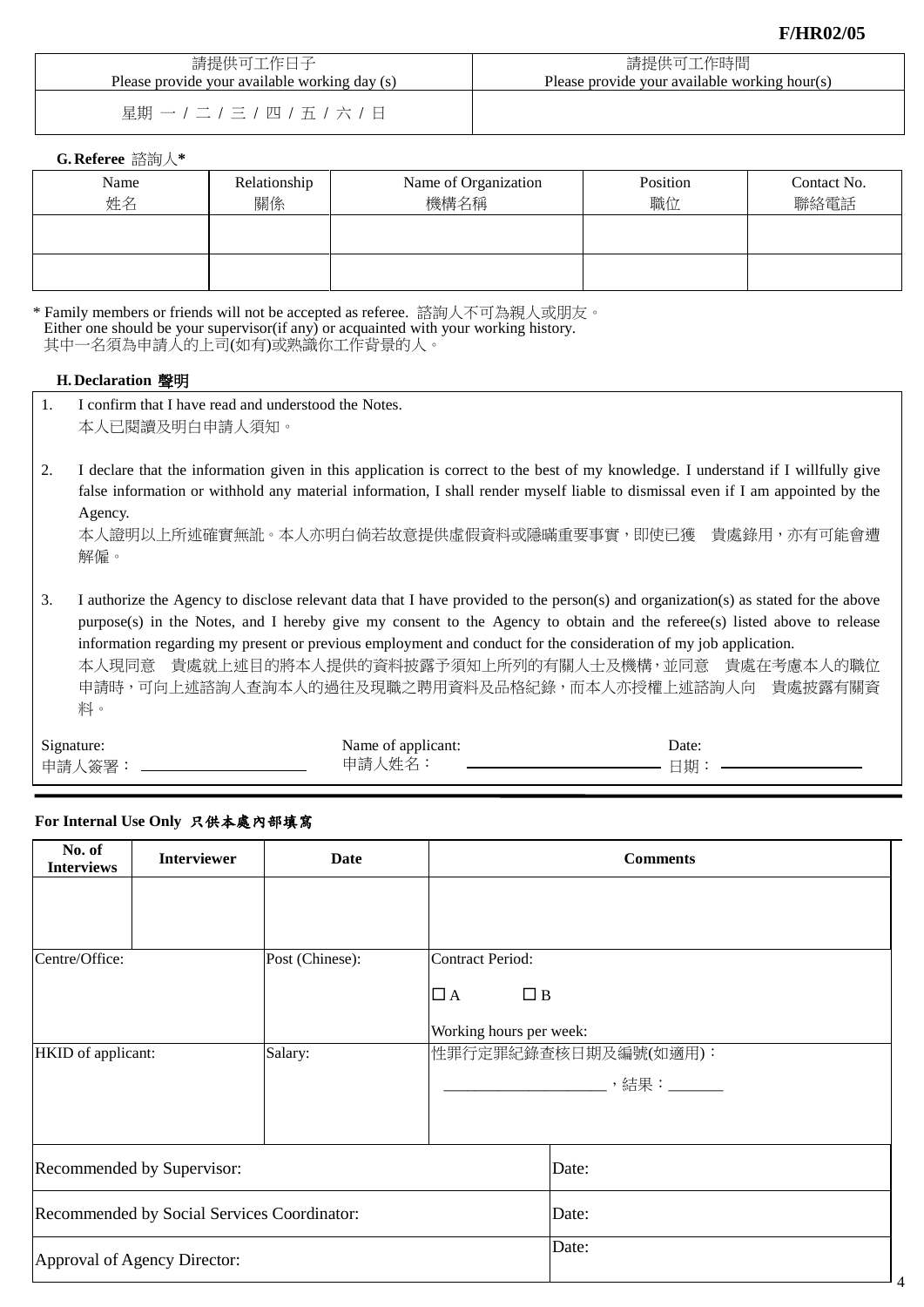**F/HR02/05**

| 請提供可工作日子<br>Please provide your available working day (s) | 請提供可工作時間<br>Please provide your available working hour(s) |
|---|---|
| 星期 一 / 二 / 三 / 四 / 五 / 六 / 日 | |

**G. Referee** 諮詢人*

| Name<br>姓名 | Relationship<br>關係 | Name of Organization<br>機構名稱 | Position<br>職位 | Contact No.<br>聯絡電話 |
|---|---|---|---|---|
| | | | | |
| | | | | |

\* Family members or friends will not be accepted as referee. 諮詢人不可為親人或朋友。
Either one should be your supervisor(if any) or acquainted with your working history.
其中一名須為申請人的上司(如有)或熟識你工作背景的人。

**H. Declaration 聲明**

1. I confirm that I have read and understood the Notes.
   本人已閱讀及明白申請人須知。

2. I declare that the information given in this application is correct to the best of my knowledge. I understand if I willfully give false information or withhold any material information, I shall render myself liable to dismissal even if I am appointed by the Agency.
   本人證明以上所述確實無訛。本人亦明白倘若故意提供虛假資料或隱瞞重要事實，即使已獲 貴處錄用，亦有可能會遭解僱。

3. I authorize the Agency to disclose relevant data that I have provided to the person(s) and organization(s) as stated for the above purpose(s) in the Notes, and I hereby give my consent to the Agency to obtain and the referee(s) listed above to release information regarding my present or previous employment and conduct for the consideration of my job application.
   本人現同意 貴處就上述目的將本人提供的資料披露予須知上所列的有關人士及機構，並同意 貴處在考慮本人的職位申請時，可向上述諮詢人查詢本人的過往及現職之聘用資料及品格紀錄，而本人亦授權上述諮詢人向 貴處披露有關資料。

Signature:
申請人簽署：____________________

Name of applicant:
申請人姓名：________________________

Date:
日期：________________

**For Internal Use Only 只供本處內部填寫**

| No. of Interviews | Interviewer | Date | Comments | |
|---|---|---|---|---|
| | | | | |
| Centre/Office: | | Post (Chinese): | Contract Period:<br>☐ A ☐ B<br>Working hours per week: | |
| HKID of applicant: | | Salary: | 性罪行定罪紀錄查核日期及編號(如適用)：<br>____________________，結果：_______ | |
| Recommended by Supervisor: | | | | Date: |
| Recommended by Social Services Coordinator: | | | | Date: |
| Approval of Agency Director: | | | | Date: |